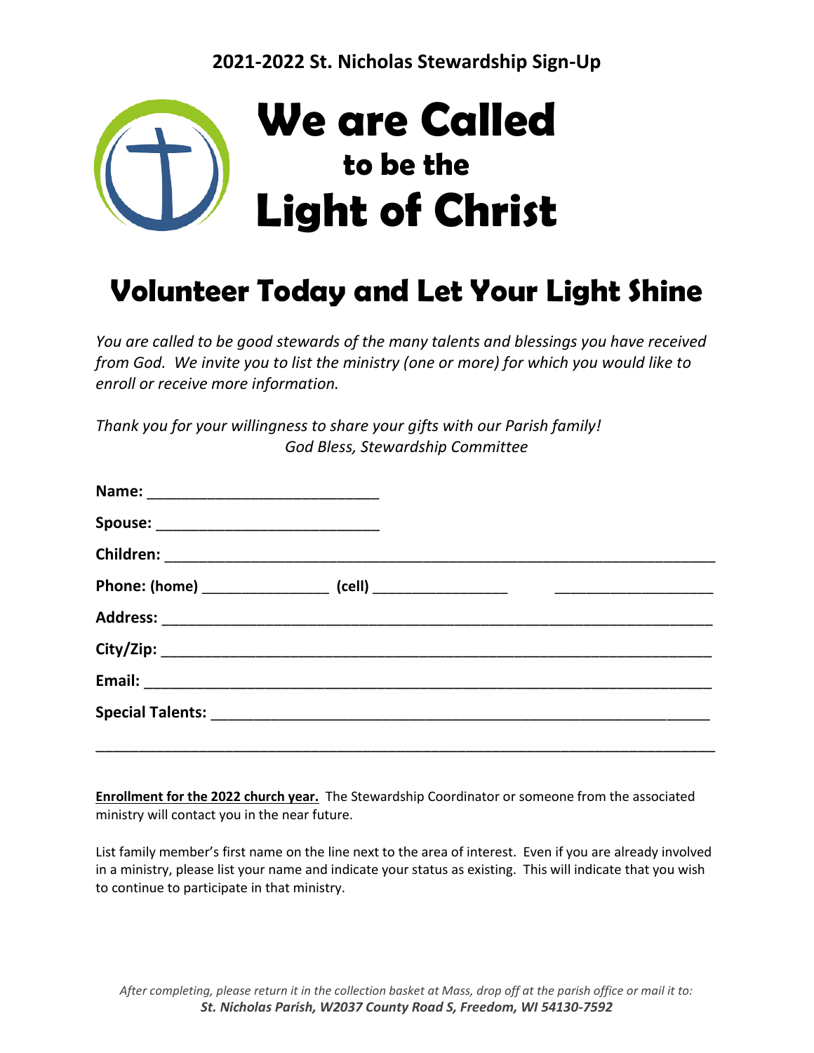## 2021-2022 St. Nicholas Stewardship Sign-Up

# We are Called to be the Light of Christ

# Volunteer Today and Let Your Light Shine

*You are called to be good stewards of the many talents and blessings you have received from God. We invite you to list the ministry (one or more) for which you would like to enroll or receive more information.*

*Thank you for your willingness to share your gifts with our Parish family!*
*God Bless, Stewardship Committee*

**Name:** ___________________________

**Spouse:** __________________________

**Children:** _________________________________________________________________

**Phone: (home)** _______________ **(cell)** ________________ __________________

**Address:** __________________________________________________________________

**City/Zip:** __________________________________________________________________

**Email:** ____________________________________________________________________

**Special Talents:** ____________________________________________________________

______________________________________________________________________________

**Enrollment for the 2022 church year.** The Stewardship Coordinator or someone from the associated ministry will contact you in the near future.

List family member's first name on the line next to the area of interest. Even if you are already involved in a ministry, please list your name and indicate your status as existing. This will indicate that you wish to continue to participate in that ministry.

*After completing, please return it in the collection basket at Mass, drop off at the parish office or mail it to:*
***St. Nicholas Parish, W2037 County Road S, Freedom, WI 54130-7592***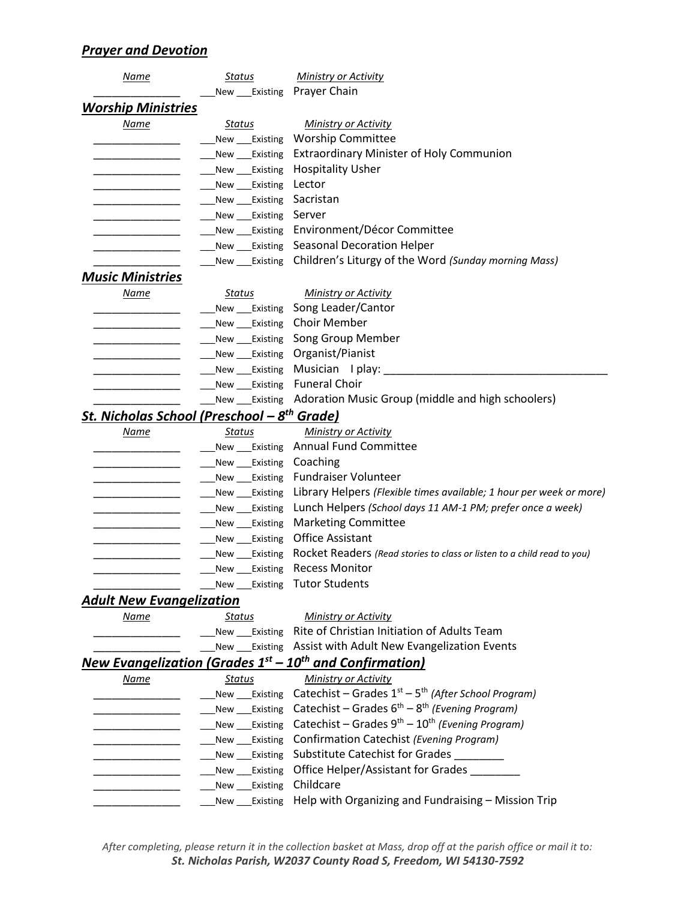## *Prayer and Devotion*

| *Name* | *Status* | *Ministry or Activity* |
|---|---|---|
| ______________ | ___New ___Existing | Prayer Chain |

## *Worship Ministries*

| *Name* | *Status* | *Ministry or Activity* |
|---|---|---|
| ______________ | ___New ___Existing | Worship Committee |
| ______________ | ___New ___Existing | Extraordinary Minister of Holy Communion |
| ______________ | ___New ___Existing | Hospitality Usher |
| ______________ | ___New ___Existing | Lector |
| ______________ | ___New ___Existing | Sacristan |
| ______________ | ___New ___Existing | Server |
| ______________ | ___New ___Existing | Environment/Décor Committee |
| ______________ | ___New ___Existing | Seasonal Decoration Helper |
| ______________ | ___New ___Existing | Children's Liturgy of the Word *(Sunday morning Mass)* |

## *Music Ministries*

| *Name* | *Status* | *Ministry or Activity* |
|---|---|---|
| ______________ | ___New ___Existing | Song Leader/Cantor |
| ______________ | ___New ___Existing | Choir Member |
| ______________ | ___New ___Existing | Song Group Member |
| ______________ | ___New ___Existing | Organist/Pianist |
| ______________ | ___New ___Existing | Musician I play: ___________________________________ |
| ______________ | ___New ___Existing | Funeral Choir |
| ______________ | ___New ___Existing | Adoration Music Group (middle and high schoolers) |

## *St. Nicholas School (Preschool – 8th Grade)*

| *Name* | *Status* | *Ministry or Activity* |
|---|---|---|
| ______________ | ___New ___Existing | Annual Fund Committee |
| ______________ | ___New ___Existing | Coaching |
| ______________ | ___New ___Existing | Fundraiser Volunteer |
| ______________ | ___New ___Existing | Library Helpers *(Flexible times available; 1 hour per week or more)* |
| ______________ | ___New ___Existing | Lunch Helpers *(School days 11 AM-1 PM; prefer once a week)* |
| ______________ | ___New ___Existing | Marketing Committee |
| ______________ | ___New ___Existing | Office Assistant |
| ______________ | ___New ___Existing | Rocket Readers *(Read stories to class or listen to a child read to you)* |
| ______________ | ___New ___Existing | Recess Monitor |
| ______________ | ___New ___Existing | Tutor Students |

## *Adult New Evangelization*

| *Name* | *Status* | *Ministry or Activity* |
|---|---|---|
| ______________ | ___New ___Existing | Rite of Christian Initiation of Adults Team |
| ______________ | ___New ___Existing | Assist with Adult New Evangelization Events |

## *New Evangelization (Grades 1st – 10th and Confirmation)*

| *Name* | *Status* | *Ministry or Activity* |
|---|---|---|
| ______________ | ___New ___Existing | Catechist – Grades 1st – 5th *(After School Program)* |
| ______________ | ___New ___Existing | Catechist – Grades 6th – 8th *(Evening Program)* |
| ______________ | ___New ___Existing | Catechist – Grades 9th – 10th *(Evening Program)* |
| ______________ | ___New ___Existing | Confirmation Catechist *(Evening Program)* |
| ______________ | ___New ___Existing | Substitute Catechist for Grades ________ |
| ______________ | ___New ___Existing | Office Helper/Assistant for Grades ________ |
| ______________ | ___New ___Existing | Childcare |
| ______________ | ___New ___Existing | Help with Organizing and Fundraising – Mission Trip |

*After completing, please return it in the collection basket at Mass, drop off at the parish office or mail it to:*
***St. Nicholas Parish, W2037 County Road S, Freedom, WI 54130-7592***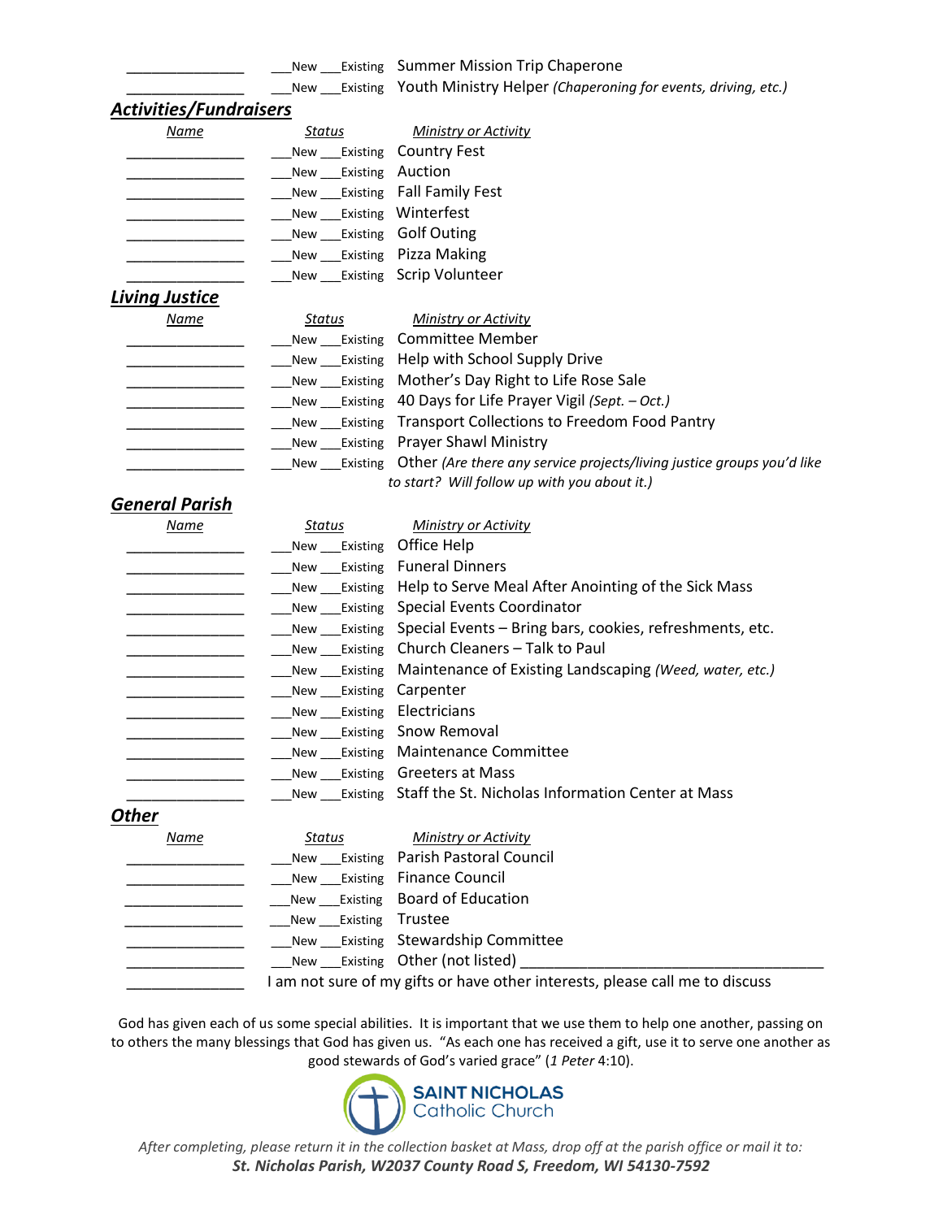| | | |
|---|---|---|
| ______________ | ___New ___Existing | Summer Mission Trip Chaperone |
| ______________ | ___New ___Existing | Youth Ministry Helper *(Chaperoning for events, driving, etc.)* |

## ***Activities/Fundraisers***

| *Name* | *Status* | *Ministry or Activity* |
|---|---|---|
| ______________ | ___New ___Existing | Country Fest |
| ______________ | ___New ___Existing | Auction |
| ______________ | ___New ___Existing | Fall Family Fest |
| ______________ | ___New ___Existing | Winterfest |
| ______________ | ___New ___Existing | Golf Outing |
| ______________ | ___New ___Existing | Pizza Making |
| ______________ | ___New ___Existing | Scrip Volunteer |

## ***Living Justice***

| *Name* | *Status* | *Ministry or Activity* |
|---|---|---|
| ______________ | ___New ___Existing | Committee Member |
| ______________ | ___New ___Existing | Help with School Supply Drive |
| ______________ | ___New ___Existing | Mother's Day Right to Life Rose Sale |
| ______________ | ___New ___Existing | 40 Days for Life Prayer Vigil *(Sept. – Oct.)* |
| ______________ | ___New ___Existing | Transport Collections to Freedom Food Pantry |
| ______________ | ___New ___Existing | Prayer Shawl Ministry |
| ______________ | ___New ___Existing | Other *(Are there any service projects/living justice groups you'd like to start? Will follow up with you about it.)* |

## ***General Parish***

| *Name* | *Status* | *Ministry or Activity* |
|---|---|---|
| ______________ | ___New ___Existing | Office Help |
| ______________ | ___New ___Existing | Funeral Dinners |
| ______________ | ___New ___Existing | Help to Serve Meal After Anointing of the Sick Mass |
| ______________ | ___New ___Existing | Special Events Coordinator |
| ______________ | ___New ___Existing | Special Events – Bring bars, cookies, refreshments, etc. |
| ______________ | ___New ___Existing | Church Cleaners – Talk to Paul |
| ______________ | ___New ___Existing | Maintenance of Existing Landscaping *(Weed, water, etc.)* |
| ______________ | ___New ___Existing | Carpenter |
| ______________ | ___New ___Existing | Electricians |
| ______________ | ___New ___Existing | Snow Removal |
| ______________ | ___New ___Existing | Maintenance Committee |
| ______________ | ___New ___Existing | Greeters at Mass |
| ______________ | ___New ___Existing | Staff the St. Nicholas Information Center at Mass |

## ***Other***

| *Name* | *Status* | *Ministry or Activity* |
|---|---|---|
| ______________ | ___New ___Existing | Parish Pastoral Council |
| ______________ | ___New ___Existing | Finance Council |
| ______________ | ___New ___Existing | Board of Education |
| ______________ | ___New ___Existing | Trustee |
| ______________ | ___New ___Existing | Stewardship Committee |
| ______________ | ___New ___Existing | Other (not listed) ___________________________________ |
| ______________ | I am not sure of my gifts or have other interests, please call me to discuss | |

God has given each of us some special abilities. It is important that we use them to help one another, passing on to others the many blessings that God has given us. "As each one has received a gift, use it to serve one another as good stewards of God's varied grace" (*1 Peter* 4:10).

**SAINT NICHOLAS**
Catholic Church

*After completing, please return it in the collection basket at Mass, drop off at the parish office or mail it to:*
***St. Nicholas Parish, W2037 County Road S, Freedom, WI 54130-7592***